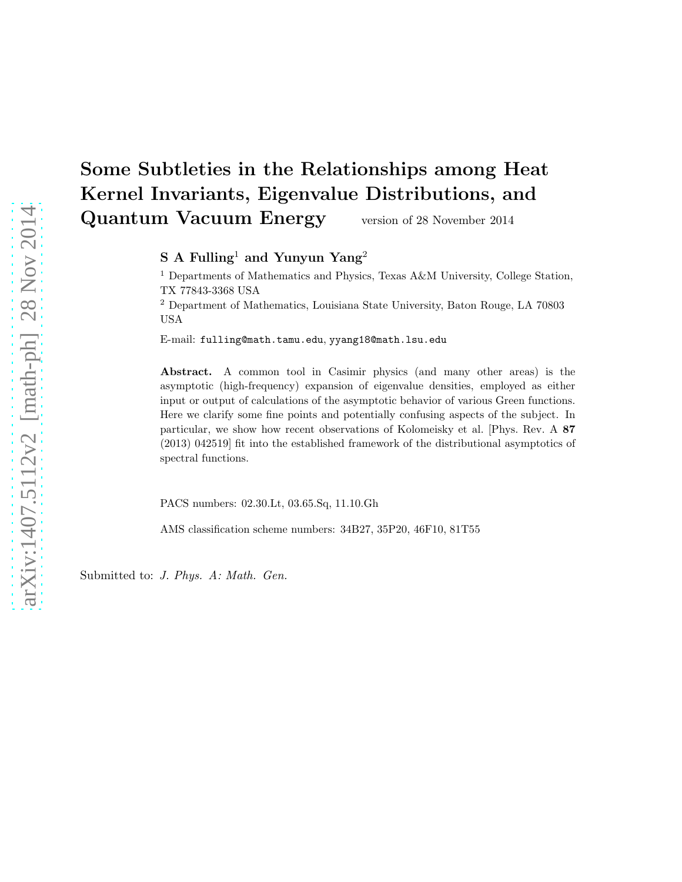# Some Subtleties in the Relationships among Heat Kernel Invariants, Eigenvalue Distributions, and Quantum Vacuum Energy

version of 28 November 2014

**S A Fulling**[1] **and Yunyun Yang**[2]

[1] Departments of Mathematics and Physics, Texas A&M University, College Station, TX 77843-3368 USA

[2] Department of Mathematics, Louisiana State University, Baton Rouge, LA 70803 USA

E-mail: fulling@math.tamu.edu, yyang18@math.lsu.edu

**Abstract.** A common tool in Casimir physics (and many other areas) is the asymptotic (high-frequency) expansion of eigenvalue densities, employed as either input or output of calculations of the asymptotic behavior of various Green functions. Here we clarify some fine points and potentially confusing aspects of the subject. In particular, we show how recent observations of Kolomeisky et al. [Phys. Rev. A **87** (2013) 042519] fit into the established framework of the distributional asymptotics of spectral functions.

PACS numbers: 02.30.Lt, 03.65.Sq, 11.10.Gh

AMS classification scheme numbers: 34B27, 35P20, 46F10, 81T55

Submitted to: *J. Phys. A: Math. Gen.*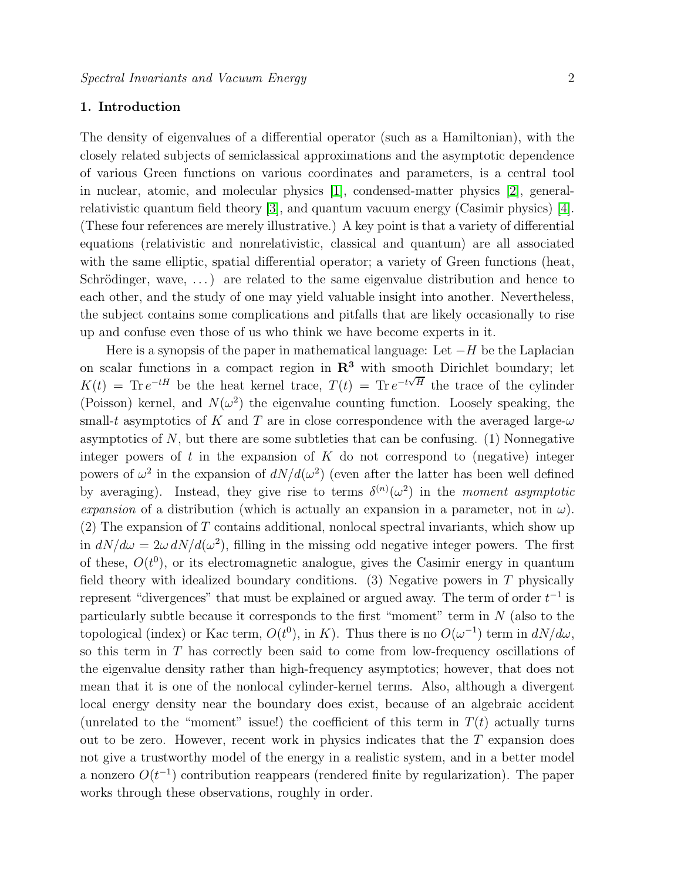## 1. Introduction

The density of eigenvalues of a differential operator (such as a Hamiltonian), with the closely related subjects of semiclassical approximations and the asymptotic dependence of various Green functions on various coordinates and parameters, is a central tool in nuclear, atomic, and molecular physics [1], condensed-matter physics [2], general-relativistic quantum field theory [3], and quantum vacuum energy (Casimir physics) [4]. (These four references are merely illustrative.) A key point is that a variety of differential equations (relativistic and nonrelativistic, classical and quantum) are all associated with the same elliptic, spatial differential operator; a variety of Green functions (heat, Schrödinger, wave, ...) are related to the same eigenvalue distribution and hence to each other, and the study of one may yield valuable insight into another. Nevertheless, the subject contains some complications and pitfalls that are likely occasionally to rise up and confuse even those of us who think we have become experts in it.

Here is a synopsis of the paper in mathematical language: Let $-H$ be the Laplacian on scalar functions in a compact region in $\mathbf{R^3}$ with smooth Dirichlet boundary; let $K(t) = \operatorname{Tr} e^{-tH}$ be the heat kernel trace, $T(t) = \operatorname{Tr} e^{-t\sqrt{H}}$ the trace of the cylinder (Poisson) kernel, and $N(\omega^2)$ the eigenvalue counting function. Loosely speaking, the small-$t$ asymptotics of $K$ and $T$ are in close correspondence with the averaged large-$\omega$ asymptotics of $N$, but there are some subtleties that can be confusing. (1) Nonnegative integer powers of $t$ in the expansion of $K$ do not correspond to (negative) integer powers of $\omega^2$ in the expansion of $dN/d(\omega^2)$ (even after the latter has been well defined by averaging). Instead, they give rise to terms $\delta^{(n)}(\omega^2)$ in the *moment asymptotic expansion* of a distribution (which is actually an expansion in a parameter, not in $\omega$). (2) The expansion of $T$ contains additional, nonlocal spectral invariants, which show up in $dN/d\omega = 2\omega\, dN/d(\omega^2)$, filling in the missing odd negative integer powers. The first of these, $O(t^0)$, or its electromagnetic analogue, gives the Casimir energy in quantum field theory with idealized boundary conditions. (3) Negative powers in $T$ physically represent "divergences" that must be explained or argued away. The term of order $t^{-1}$ is particularly subtle because it corresponds to the first "moment" term in $N$ (also to the topological (index) or Kac term, $O(t^0)$, in $K$). Thus there is no $O(\omega^{-1})$ term in $dN/d\omega$, so this term in $T$ has correctly been said to come from low-frequency oscillations of the eigenvalue density rather than high-frequency asymptotics; however, that does not mean that it is one of the nonlocal cylinder-kernel terms. Also, although a divergent local energy density near the boundary does exist, because of an algebraic accident (unrelated to the "moment" issue!) the coefficient of this term in $T(t)$ actually turns out to be zero. However, recent work in physics indicates that the $T$ expansion does not give a trustworthy model of the energy in a realistic system, and in a better model a nonzero $O(t^{-1})$ contribution reappears (rendered finite by regularization). The paper works through these observations, roughly in order.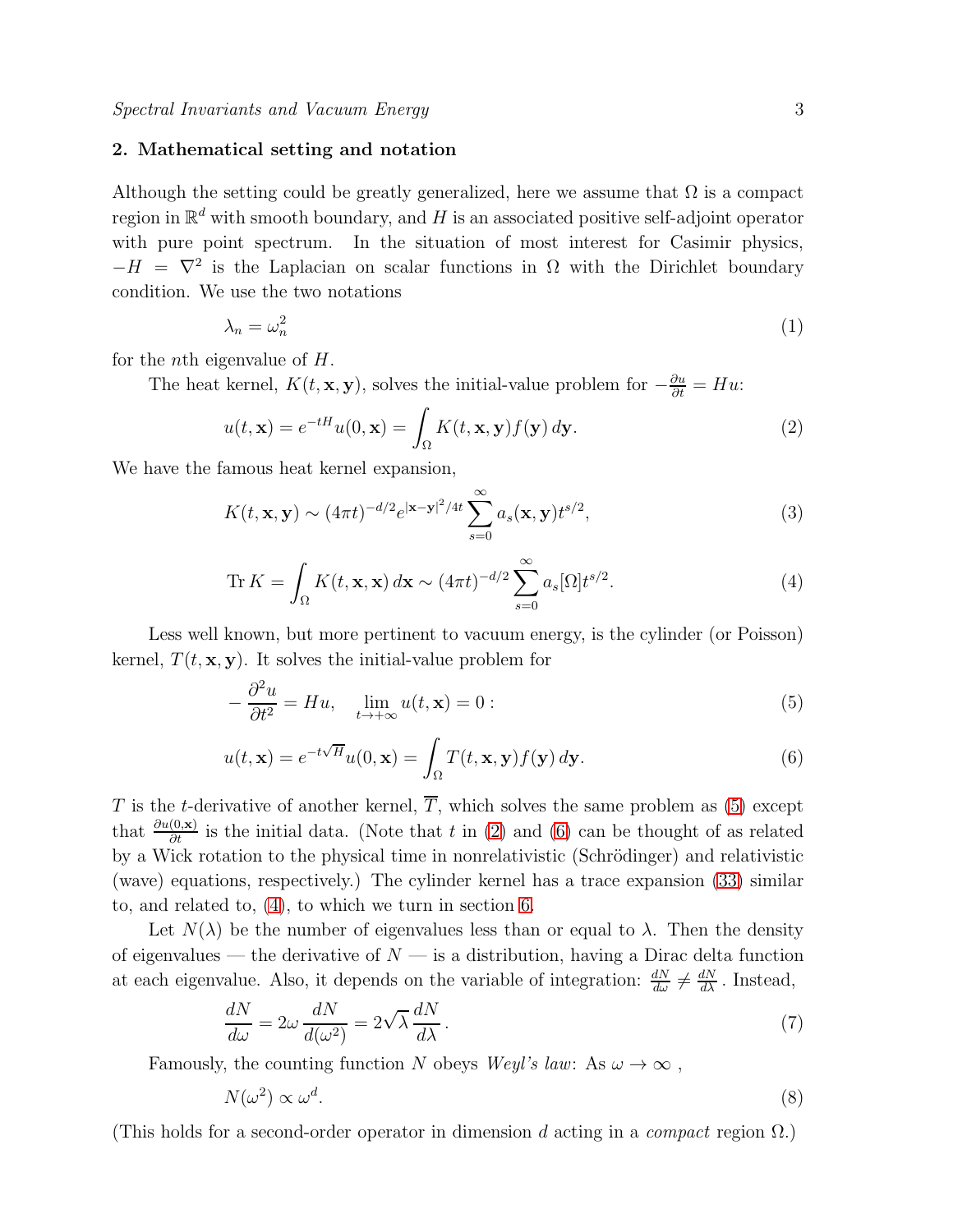## 2. Mathematical setting and notation

Although the setting could be greatly generalized, here we assume that $\Omega$ is a compact region in $\mathbb{R}^d$ with smooth boundary, and $H$ is an associated positive self-adjoint operator with pure point spectrum. In the situation of most interest for Casimir physics, $-H = \nabla^2$ is the Laplacian on scalar functions in $\Omega$ with the Dirichlet boundary condition. We use the two notations

$$\lambda_n = \omega_n^2 \tag{1}$$

for the $n$th eigenvalue of $H$.

The heat kernel, $K(t, \mathbf{x}, \mathbf{y})$, solves the initial-value problem for $-\frac{\partial u}{\partial t} = Hu$:

$$u(t, \mathbf{x}) = e^{-tH} u(0, \mathbf{x}) = \int_\Omega K(t, \mathbf{x}, \mathbf{y}) f(\mathbf{y})\, d\mathbf{y}. \tag{2}$$

We have the famous heat kernel expansion,

$$K(t, \mathbf{x}, \mathbf{y}) \sim (4\pi t)^{-d/2} e^{|\mathbf{x}-\mathbf{y}|^2/4t} \sum_{s=0}^{\infty} a_s(\mathbf{x}, \mathbf{y}) t^{s/2}, \tag{3}$$

$$\operatorname{Tr} K = \int_\Omega K(t, \mathbf{x}, \mathbf{x})\, d\mathbf{x} \sim (4\pi t)^{-d/2} \sum_{s=0}^{\infty} a_s[\Omega] t^{s/2}. \tag{4}$$

Less well known, but more pertinent to vacuum energy, is the cylinder (or Poisson) kernel, $T(t, \mathbf{x}, \mathbf{y})$. It solves the initial-value problem for

$$-\frac{\partial^2 u}{\partial t^2} = Hu, \quad \lim_{t \to +\infty} u(t, \mathbf{x}) = 0: \tag{5}$$

$$u(t, \mathbf{x}) = e^{-t\sqrt{H}} u(0, \mathbf{x}) = \int_\Omega T(t, \mathbf{x}, \mathbf{y}) f(\mathbf{y})\, d\mathbf{y}. \tag{6}$$

$T$ is the $t$-derivative of another kernel, $\overline{T}$, which solves the same problem as (5) except that $\frac{\partial u(0,\mathbf{x})}{\partial t}$ is the initial data. (Note that $t$ in (2) and (6) can be thought of as related by a Wick rotation to the physical time in nonrelativistic (Schrödinger) and relativistic (wave) equations, respectively.) The cylinder kernel has a trace expansion (33) similar to, and related to, (4), to which we turn in section 6.

Let $N(\lambda)$ be the number of eigenvalues less than or equal to $\lambda$. Then the density of eigenvalues — the derivative of $N$ — is a distribution, having a Dirac delta function at each eigenvalue. Also, it depends on the variable of integration: $\frac{dN}{d\omega} \neq \frac{dN}{d\lambda}$. Instead,

$$\frac{dN}{d\omega} = 2\omega \frac{dN}{d(\omega^2)} = 2\sqrt{\lambda} \frac{dN}{d\lambda}. \tag{7}$$

Famously, the counting function $N$ obeys *Weyl's law*: As $\omega \to \infty$ ,

$$N(\omega^2) \propto \omega^d. \tag{8}$$

(This holds for a second-order operator in dimension $d$ acting in a *compact* region $\Omega$.)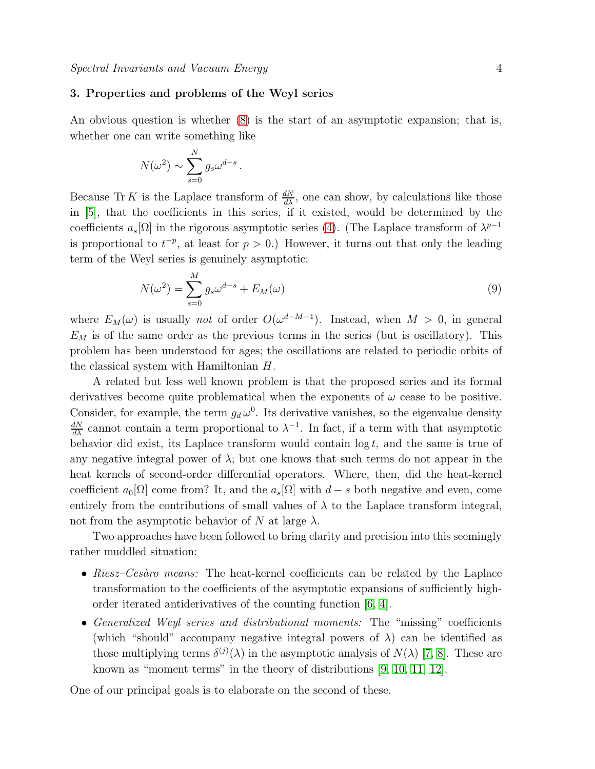## 3. Properties and problems of the Weyl series

An obvious question is whether (8) is the start of an asymptotic expansion; that is, whether one can write something like

$$N(\omega^2) \sim \sum_{s=0}^{N} g_s \omega^{d-s}\,.$$

Because $\operatorname{Tr} K$ is the Laplace transform of $\frac{dN}{d\lambda}$, one can show, by calculations like those in [5], that the coefficients in this series, if it existed, would be determined by the coefficients $a_s[\Omega]$ in the rigorous asymptotic series (4). (The Laplace transform of $\lambda^{p-1}$ is proportional to $t^{-p}$, at least for $p > 0$.) However, it turns out that only the leading term of the Weyl series is genuinely asymptotic:

$$N(\omega^2) = \sum_{s=0}^{M} g_s \omega^{d-s} + E_M(\omega) \tag{9}$$

where $E_M(\omega)$ is usually *not* of order $O(\omega^{d-M-1})$. Instead, when $M > 0$, in general $E_M$ is of the same order as the previous terms in the series (but is oscillatory). This problem has been understood for ages; the oscillations are related to periodic orbits of the classical system with Hamiltonian $H$.

A related but less well known problem is that the proposed series and its formal derivatives become quite problematical when the exponents of $\omega$ cease to be positive. Consider, for example, the term $g_d\,\omega^0$. Its derivative vanishes, so the eigenvalue density $\frac{dN}{d\lambda}$ cannot contain a term proportional to $\lambda^{-1}$. In fact, if a term with that asymptotic behavior did exist, its Laplace transform would contain $\log t$, and the same is true of any negative integral power of $\lambda$; but one knows that such terms do not appear in the heat kernels of second-order differential operators. Where, then, did the heat-kernel coefficient $a_0[\Omega]$ come from? It, and the $a_s[\Omega]$ with $d - s$ both negative and even, come entirely from the contributions of small values of $\lambda$ to the Laplace transform integral, not from the asymptotic behavior of $N$ at large $\lambda$.

Two approaches have been followed to bring clarity and precision into this seemingly rather muddled situation:

- *Riesz–Cesàro means:* The heat-kernel coefficients can be related by the Laplace transformation to the coefficients of the asymptotic expansions of sufficiently high-order iterated antiderivatives of the counting function [6, 4].
- *Generalized Weyl series and distributional moments:* The "missing" coefficients (which "should" accompany negative integral powers of $\lambda$) can be identified as those multiplying terms $\delta^{(j)}(\lambda)$ in the asymptotic analysis of $N(\lambda)$ [7, 8]. These are known as "moment terms" in the theory of distributions [9, 10, 11, 12].

One of our principal goals is to elaborate on the second of these.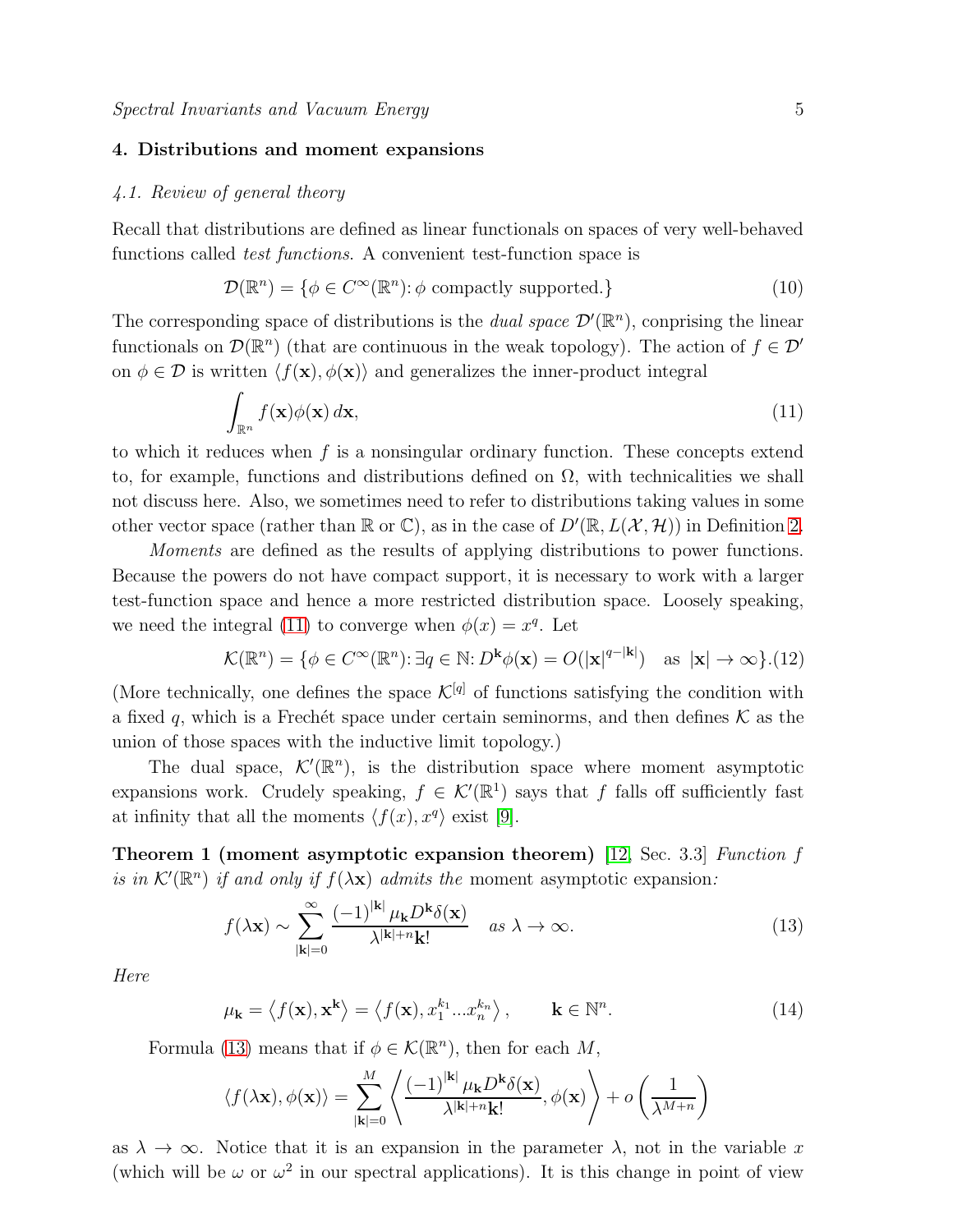## 4. Distributions and moment expansions

### 4.1. Review of general theory

Recall that distributions are defined as linear functionals on spaces of very well-behaved functions called *test functions*. A convenient test-function space is

$$\mathcal{D}(\mathbb{R}^n) = \{\phi \in C^\infty(\mathbb{R}^n)\colon \phi \text{ compactly supported.}\} \tag{10}$$

The corresponding space of distributions is the *dual space* $\mathcal{D}'(\mathbb{R}^n)$, conprising the linear functionals on $\mathcal{D}(\mathbb{R}^n)$ (that are continuous in the weak topology). The action of $f \in \mathcal{D}'$ on $\phi \in \mathcal{D}$ is written $\langle f(\mathbf{x}), \phi(\mathbf{x})\rangle$ and generalizes the inner-product integral

$$\int_{\mathbb{R}^n} f(\mathbf{x})\phi(\mathbf{x})\, d\mathbf{x}, \tag{11}$$

to which it reduces when $f$ is a nonsingular ordinary function. These concepts extend to, for example, functions and distributions defined on $\Omega$, with technicalities we shall not discuss here. Also, we sometimes need to refer to distributions taking values in some other vector space (rather than $\mathbb{R}$ or $\mathbb{C}$), as in the case of $D'(\mathbb{R}, L(\mathcal{X}, \mathcal{H}))$ in Definition 2.

*Moments* are defined as the results of applying distributions to power functions. Because the powers do not have compact support, it is necessary to work with a larger test-function space and hence a more restricted distribution space. Loosely speaking, we need the integral (11) to converge when $\phi(x) = x^q$. Let

$$\mathcal{K}(\mathbb{R}^n) = \{\phi \in C^\infty(\mathbb{R}^n)\colon \exists q \in \mathbb{N}\colon D^{\mathbf{k}}\phi(\mathbf{x}) = O(|\mathbf{x}|^{q-|\mathbf{k}|}) \quad \text{as } |\mathbf{x}| \to \infty\}. \tag{12}$$

(More technically, one defines the space $\mathcal{K}^{[q]}$ of functions satisfying the condition with a fixed $q$, which is a Frechét space under certain seminorms, and then defines $\mathcal{K}$ as the union of those spaces with the inductive limit topology.)

The dual space, $\mathcal{K}'(\mathbb{R}^n)$, is the distribution space where moment asymptotic expansions work. Crudely speaking, $f \in \mathcal{K}'(\mathbb{R}^1)$ says that $f$ falls off sufficiently fast at infinity that all the moments $\langle f(x), x^q\rangle$ exist [9].

**Theorem 1 (moment asymptotic expansion theorem)** [12, Sec. 3.3] *Function $f$ is in $\mathcal{K}'(\mathbb{R}^n)$ if and only if $f(\lambda\mathbf{x})$ admits the* moment asymptotic expansion*:*

$$f(\lambda\mathbf{x}) \sim \sum_{|\mathbf{k}|=0}^{\infty} \frac{(-1)^{|\mathbf{k}|}\mu_{\mathbf{k}} D^{\mathbf{k}}\delta(\mathbf{x})}{\lambda^{|\mathbf{k}|+n}\mathbf{k}!} \quad \text{as } \lambda \to \infty. \tag{13}$$

*Here*

$$\mu_{\mathbf{k}} = \left\langle f(\mathbf{x}), \mathbf{x}^{\mathbf{k}}\right\rangle = \left\langle f(\mathbf{x}), x_1^{k_1} \dots x_n^{k_n}\right\rangle, \qquad \mathbf{k} \in \mathbb{N}^n. \tag{14}$$

Formula (13) means that if $\phi \in \mathcal{K}(\mathbb{R}^n)$, then for each $M$,

$$\langle f(\lambda\mathbf{x}), \phi(\mathbf{x})\rangle = \sum_{|\mathbf{k}|=0}^{M} \left\langle \frac{(-1)^{|\mathbf{k}|}\mu_{\mathbf{k}} D^{\mathbf{k}}\delta(\mathbf{x})}{\lambda^{|\mathbf{k}|+n}\mathbf{k}!}, \phi(\mathbf{x})\right\rangle + o\left(\frac{1}{\lambda^{M+n}}\right)$$

as $\lambda \to \infty$. Notice that it is an expansion in the parameter $\lambda$, not in the variable $x$ (which will be $\omega$ or $\omega^2$ in our spectral applications). It is this change in point of view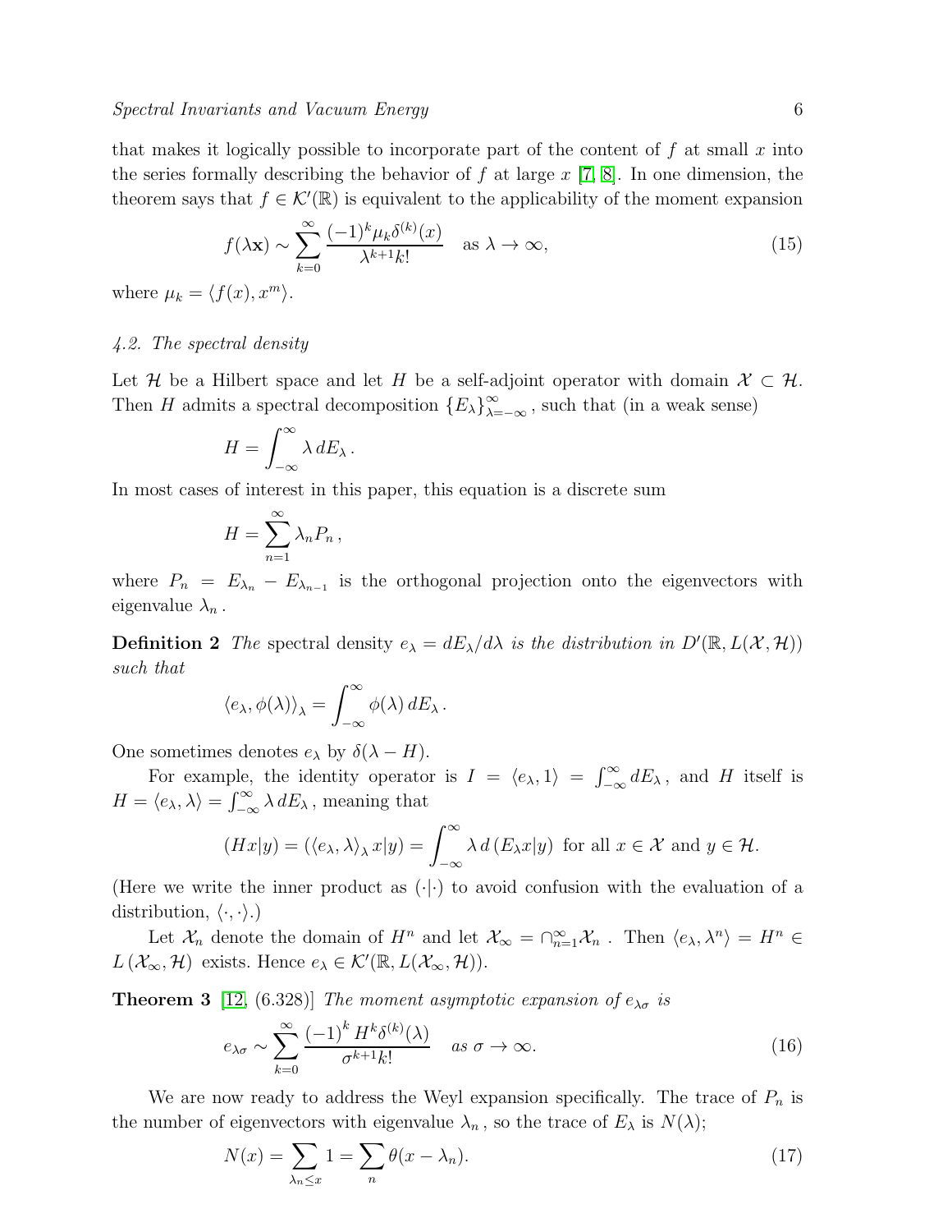that makes it logically possible to incorporate part of the content of $f$ at small $x$ into the series formally describing the behavior of $f$ at large $x$ [7, 8]. In one dimension, the theorem says that $f \in \mathcal{K}'(\mathbb{R})$ is equivalent to the applicability of the moment expansion

$$
f(\lambda \mathbf{x}) \sim \sum_{k=0}^{\infty} \frac{(-1)^k \mu_k \delta^{(k)}(x)}{\lambda^{k+1} k!} \quad \text{as } \lambda \to \infty, \tag{15}
$$

where $\mu_k = \langle f(x), x^m \rangle$.

### 4.2. The spectral density

Let $\mathcal{H}$ be a Hilbert space and let $H$ be a self-adjoint operator with domain $\mathcal{X} \subset \mathcal{H}$. Then $H$ admits a spectral decomposition $\{E_\lambda\}_{\lambda=-\infty}^{\infty}$, such that (in a weak sense)

$$
H = \int_{-\infty}^{\infty} \lambda \, dE_\lambda \, .
$$

In most cases of interest in this paper, this equation is a discrete sum

$$
H = \sum_{n=1}^{\infty} \lambda_n P_n \, ,
$$

where $P_n = E_{\lambda_n} - E_{\lambda_{n-1}}$ is the orthogonal projection onto the eigenvectors with eigenvalue $\lambda_n$.

**Definition 2** *The* spectral density $e_\lambda = dE_\lambda / d\lambda$ *is the distribution in* $D'(\mathbb{R}, L(\mathcal{X}, \mathcal{H}))$ *such that*

$$
\langle e_\lambda, \phi(\lambda) \rangle_\lambda = \int_{-\infty}^{\infty} \phi(\lambda) \, dE_\lambda \, .
$$

One sometimes denotes $e_\lambda$ by $\delta(\lambda - H)$.

For example, the identity operator is $I = \langle e_\lambda, 1 \rangle = \int_{-\infty}^{\infty} dE_\lambda$, and $H$ itself is $H = \langle e_\lambda, \lambda \rangle = \int_{-\infty}^{\infty} \lambda \, dE_\lambda$, meaning that

$$
(Hx|y) = (\langle e_\lambda, \lambda \rangle_\lambda \, x|y) = \int_{-\infty}^{\infty} \lambda \, d\,(E_\lambda x|y) \text{ for all } x \in \mathcal{X} \text{ and } y \in \mathcal{H}.
$$

(Here we write the inner product as $(\cdot|\cdot)$ to avoid confusion with the evaluation of a distribution, $\langle \cdot, \cdot \rangle$.)

Let $\mathcal{X}_n$ denote the domain of $H^n$ and let $\mathcal{X}_\infty = \cap_{n=1}^{\infty} \mathcal{X}_n$. Then $\langle e_\lambda, \lambda^n \rangle = H^n \in L(\mathcal{X}_\infty, \mathcal{H})$ exists. Hence $e_\lambda \in \mathcal{K}'(\mathbb{R}, L(\mathcal{X}_\infty, \mathcal{H}))$.

**Theorem 3** [12, (6.328)] *The moment asymptotic expansion of* $e_{\lambda\sigma}$ *is*

$$
e_{\lambda\sigma} \sim \sum_{k=0}^{\infty} \frac{(-1)^k H^k \delta^{(k)}(\lambda)}{\sigma^{k+1} k!} \quad \textit{as } \sigma \to \infty. \tag{16}
$$

We are now ready to address the Weyl expansion specifically. The trace of $P_n$ is the number of eigenvectors with eigenvalue $\lambda_n$, so the trace of $E_\lambda$ is $N(\lambda)$;

$$
N(x) = \sum_{\lambda_n \le x} 1 = \sum_n \theta(x - \lambda_n). \tag{17}
$$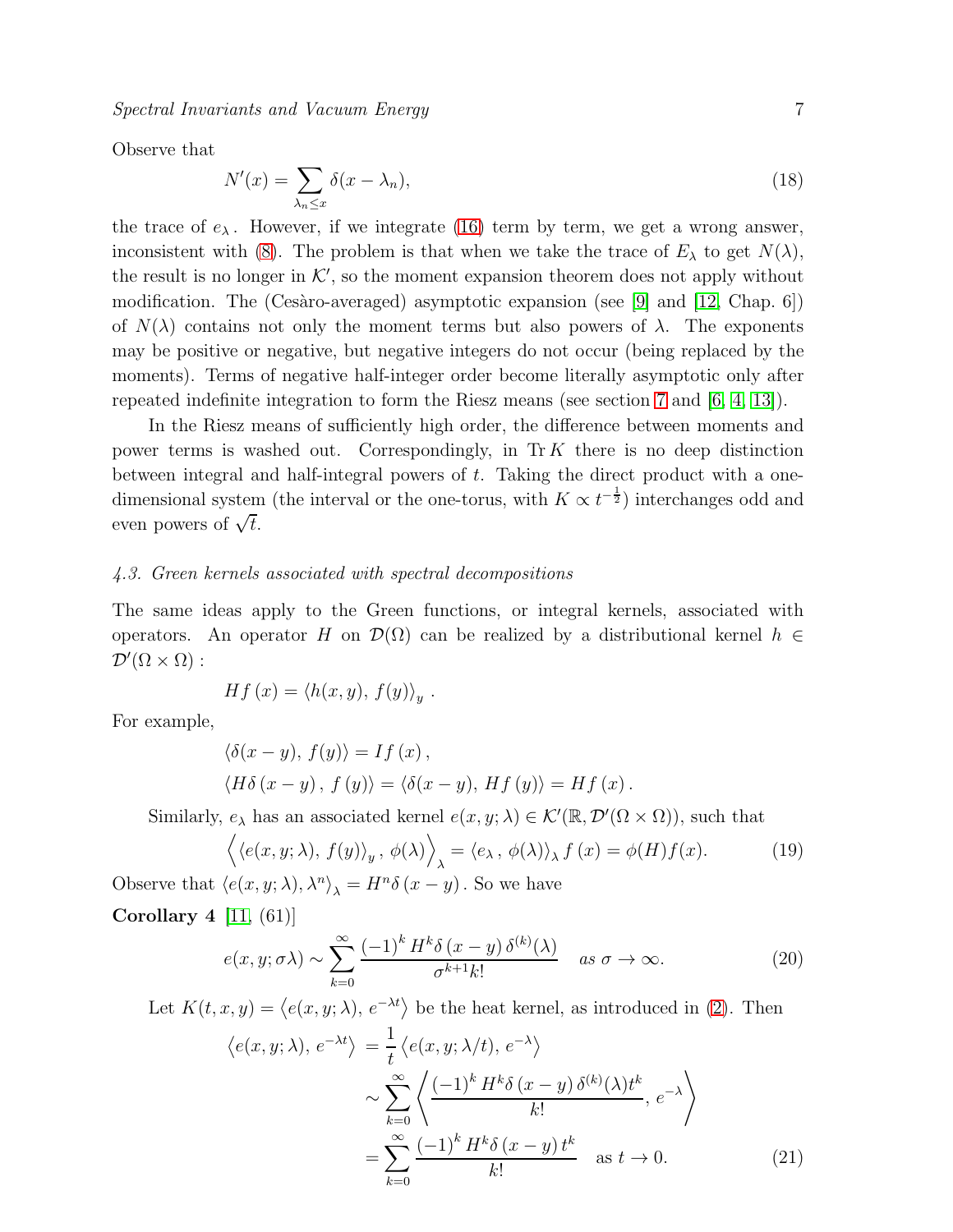Observe that

$$N'(x) = \sum_{\lambda_n \leq x} \delta(x - \lambda_n), \tag{18}$$

the trace of $e_\lambda$. However, if we integrate (16) term by term, we get a wrong answer, inconsistent with (8). The problem is that when we take the trace of $E_\lambda$ to get $N(\lambda)$, the result is no longer in $\mathcal{K}'$, so the moment expansion theorem does not apply without modification. The (Cesàro-averaged) asymptotic expansion (see [9] and [12, Chap. 6]) of $N(\lambda)$ contains not only the moment terms but also powers of $\lambda$. The exponents may be positive or negative, but negative integers do not occur (being replaced by the moments). Terms of negative half-integer order become literally asymptotic only after repeated indefinite integration to form the Riesz means (see section 7 and [6, 4, 13]).

In the Riesz means of sufficiently high order, the difference between moments and power terms is washed out. Correspondingly, in $\operatorname{Tr} K$ there is no deep distinction between integral and half-integral powers of $t$. Taking the direct product with a one-dimensional system (the interval or the one-torus, with $K \propto t^{-\frac{1}{2}}$) interchanges odd and even powers of $\sqrt{t}$.

### *4.3. Green kernels associated with spectral decompositions*

The same ideas apply to the Green functions, or integral kernels, associated with operators. An operator $H$ on $\mathcal{D}(\Omega)$ can be realized by a distributional kernel $h \in \mathcal{D}'(\Omega \times \Omega)$ :

$$Hf\,(x) = \langle h(x, y),\, f(y)\rangle_y \,.$$

For example,

$$\langle \delta(x-y),\, f(y)\rangle = If\,(x)\,,$$

$$\langle H\delta\,(x-y)\,,\, f\,(y)\rangle = \langle \delta(x-y),\, Hf\,(y)\rangle = Hf\,(x)\,.$$

Similarly, $e_\lambda$ has an associated kernel $e(x, y; \lambda) \in \mathcal{K}'(\mathbb{R}, \mathcal{D}'(\Omega \times \Omega))$, such that

$$\left\langle \langle e(x, y; \lambda),\, f(y)\rangle_y \,,\, \phi(\lambda) \right\rangle_\lambda = \langle e_\lambda \,,\, \phi(\lambda)\rangle_\lambda \, f\,(x) = \phi(H)f(x). \tag{19}$$

Observe that $\langle e(x, y; \lambda), \lambda^n\rangle_\lambda = H^n \delta\,(x-y)$. So we have

**Corollary 4** [11, (61)]

$$e(x, y; \sigma\lambda) \sim \sum_{k=0}^{\infty} \frac{(-1)^k\, H^k \delta\,(x-y)\, \delta^{(k)}(\lambda)}{\sigma^{k+1} k!} \quad \textit{as } \sigma \to \infty. \tag{20}$$

Let $K(t, x, y) = \left\langle e(x, y; \lambda),\, e^{-\lambda t}\right\rangle$ be the heat kernel, as introduced in (2). Then

$$\begin{aligned}
\left\langle e(x, y; \lambda),\, e^{-\lambda t}\right\rangle &= \frac{1}{t}\left\langle e(x, y; \lambda/t),\, e^{-\lambda}\right\rangle \\
&\sim \sum_{k=0}^{\infty} \left\langle \frac{(-1)^k\, H^k \delta\,(x-y)\, \delta^{(k)}(\lambda) t^k}{k!},\, e^{-\lambda} \right\rangle \\
&= \sum_{k=0}^{\infty} \frac{(-1)^k\, H^k \delta\,(x-y)\, t^k}{k!} \quad \text{as } t \to 0.
\end{aligned} \tag{21}$$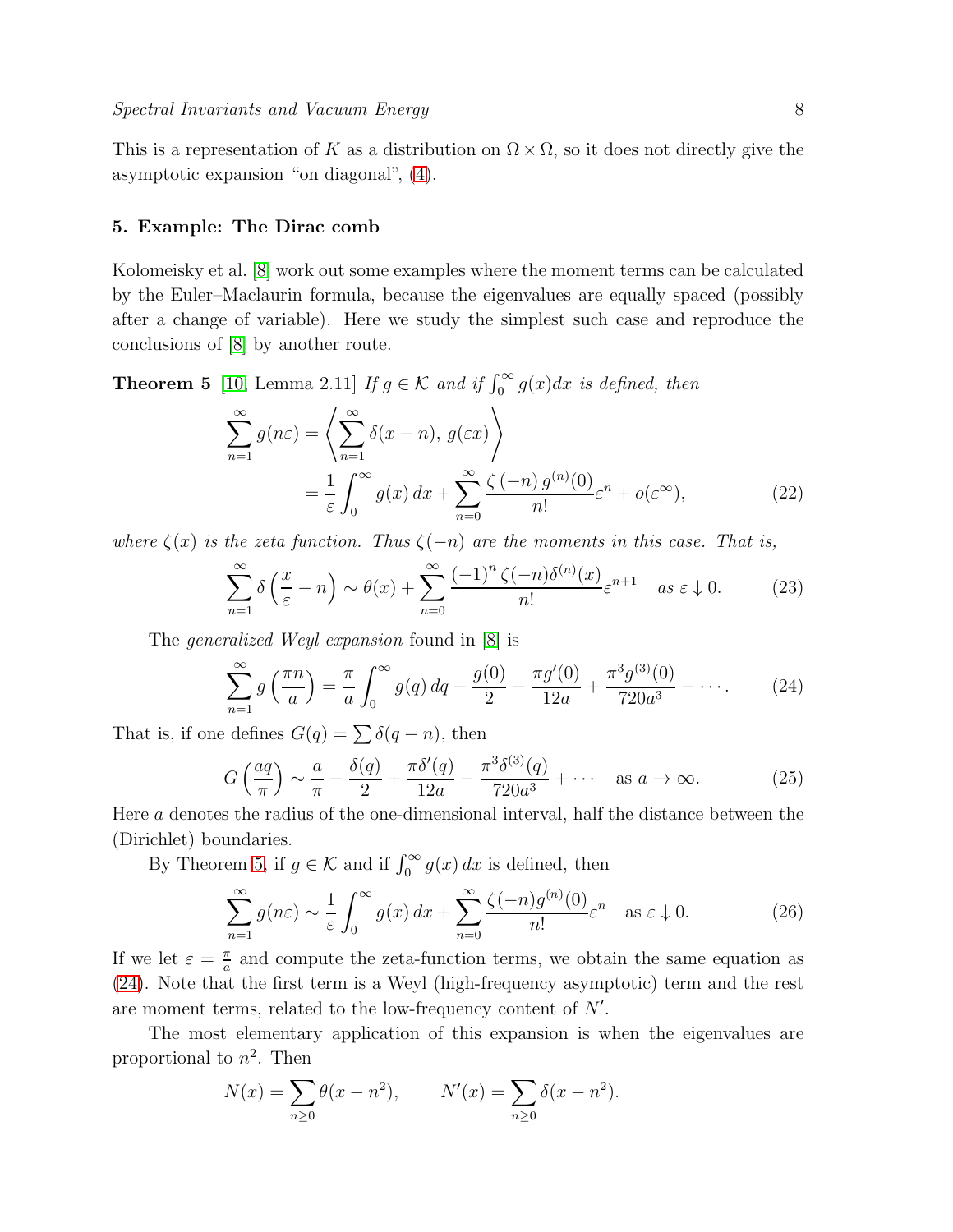This is a representation of $K$ as a distribution on $\Omega \times \Omega$, so it does not directly give the asymptotic expansion "on diagonal", (4).

## 5. Example: The Dirac comb

Kolomeisky et al. [8] work out some examples where the moment terms can be calculated by the Euler–Maclaurin formula, because the eigenvalues are equally spaced (possibly after a change of variable). Here we study the simplest such case and reproduce the conclusions of [8] by another route.

**Theorem 5** [10, Lemma 2.11] *If $g \in \mathcal{K}$ and if $\int_0^\infty g(x)dx$ is defined, then*

$$\sum_{n=1}^{\infty} g(n\varepsilon) = \left\langle \sum_{n=1}^{\infty} \delta(x-n),\, g(\varepsilon x) \right\rangle = \frac{1}{\varepsilon}\int_0^\infty g(x)\,dx + \sum_{n=0}^{\infty} \frac{\zeta(-n)\, g^{(n)}(0)}{n!}\varepsilon^n + o(\varepsilon^\infty), \tag{22}$$

*where $\zeta(x)$ is the zeta function. Thus $\zeta(-n)$ are the moments in this case. That is,*

$$\sum_{n=1}^{\infty} \delta\left(\frac{x}{\varepsilon} - n\right) \sim \theta(x) + \sum_{n=0}^{\infty} \frac{(-1)^n \zeta(-n) \delta^{(n)}(x)}{n!}\varepsilon^{n+1} \quad \textit{as } \varepsilon \downarrow 0. \tag{23}$$

The *generalized Weyl expansion* found in [8] is

$$\sum_{n=1}^{\infty} g\left(\frac{\pi n}{a}\right) = \frac{\pi}{a}\int_0^\infty g(q)\,dq - \frac{g(0)}{2} - \frac{\pi g'(0)}{12a} + \frac{\pi^3 g^{(3)}(0)}{720a^3} - \cdots. \tag{24}$$

That is, if one defines $G(q) = \sum \delta(q-n)$, then

$$G\left(\frac{aq}{\pi}\right) \sim \frac{a}{\pi} - \frac{\delta(q)}{2} + \frac{\pi\delta'(q)}{12a} - \frac{\pi^3 \delta^{(3)}(q)}{720a^3} + \cdots \quad \text{as } a \to \infty. \tag{25}$$

Here $a$ denotes the radius of the one-dimensional interval, half the distance between the (Dirichlet) boundaries.

By Theorem 5, if $g \in \mathcal{K}$ and if $\int_0^\infty g(x)\,dx$ is defined, then

$$\sum_{n=1}^{\infty} g(n\varepsilon) \sim \frac{1}{\varepsilon}\int_0^\infty g(x)\,dx + \sum_{n=0}^{\infty} \frac{\zeta(-n) g^{(n)}(0)}{n!}\varepsilon^n \quad \text{as } \varepsilon \downarrow 0. \tag{26}$$

If we let $\varepsilon = \frac{\pi}{a}$ and compute the zeta-function terms, we obtain the same equation as (24). Note that the first term is a Weyl (high-frequency asymptotic) term and the rest are moment terms, related to the low-frequency content of $N'$.

The most elementary application of this expansion is when the eigenvalues are proportional to $n^2$. Then

$$N(x) = \sum_{n\geq 0} \theta(x - n^2), \qquad N'(x) = \sum_{n \geq 0} \delta(x - n^2).$$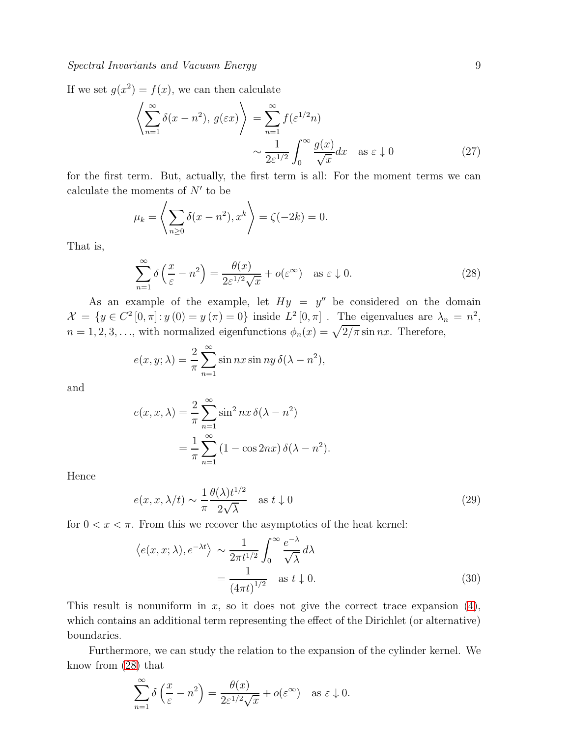If we set $g(x^2) = f(x)$, we can then calculate

$$\left\langle \sum_{n=1}^{\infty} \delta(x - n^2),\, g(\varepsilon x) \right\rangle = \sum_{n=1}^{\infty} f(\varepsilon^{1/2} n)$$
$$\sim \frac{1}{2\varepsilon^{1/2}} \int_0^{\infty} \frac{g(x)}{\sqrt{x}} dx \quad \text{as } \varepsilon \downarrow 0 \tag{27}$$

for the first term. But, actually, the first term is all: For the moment terms we can calculate the moments of $N'$ to be

$$\mu_k = \left\langle \sum_{n \geq 0} \delta(x - n^2), x^k \right\rangle = \zeta(-2k) = 0.$$

That is,

$$\sum_{n=1}^{\infty} \delta\left(\frac{x}{\varepsilon} - n^2\right) = \frac{\theta(x)}{2\varepsilon^{1/2}\sqrt{x}} + o(\varepsilon^{\infty}) \quad \text{as } \varepsilon \downarrow 0. \tag{28}$$

As an example of the example, let $Hy = y''$ be considered on the domain $\mathcal{X} = \{y \in C^2[0, \pi] : y(0) = y(\pi) = 0\}$ inside $L^2[0, \pi]$ . The eigenvalues are $\lambda_n = n^2$, $n = 1, 2, 3, \ldots$, with normalized eigenfunctions $\phi_n(x) = \sqrt{2/\pi} \sin nx$. Therefore,

$$e(x, y; \lambda) = \frac{2}{\pi} \sum_{n=1}^{\infty} \sin nx \sin ny\, \delta(\lambda - n^2),$$

and

$$e(x, x, \lambda) = \frac{2}{\pi} \sum_{n=1}^{\infty} \sin^2 nx\, \delta(\lambda - n^2)$$
$$= \frac{1}{\pi} \sum_{n=1}^{\infty} (1 - \cos 2nx)\, \delta(\lambda - n^2).$$

Hence

$$e(x, x, \lambda/t) \sim \frac{1}{\pi} \frac{\theta(\lambda) t^{1/2}}{2\sqrt{\lambda}} \quad \text{as } t \downarrow 0 \tag{29}$$

for $0 < x < \pi$. From this we recover the asymptotics of the heat kernel:

$$\left\langle e(x, x; \lambda), e^{-\lambda t} \right\rangle \sim \frac{1}{2\pi t^{1/2}} \int_0^{\infty} \frac{e^{-\lambda}}{\sqrt{\lambda}} d\lambda$$
$$= \frac{1}{(4\pi t)^{1/2}} \quad \text{as } t \downarrow 0. \tag{30}$$

This result is nonuniform in $x$, so it does not give the correct trace expansion (4), which contains an additional term representing the effect of the Dirichlet (or alternative) boundaries.

Furthermore, we can study the relation to the expansion of the cylinder kernel. We know from (28) that

$$\sum_{n=1}^{\infty} \delta\left(\frac{x}{\varepsilon} - n^2\right) = \frac{\theta(x)}{2\varepsilon^{1/2}\sqrt{x}} + o(\varepsilon^{\infty}) \quad \text{as } \varepsilon \downarrow 0.$$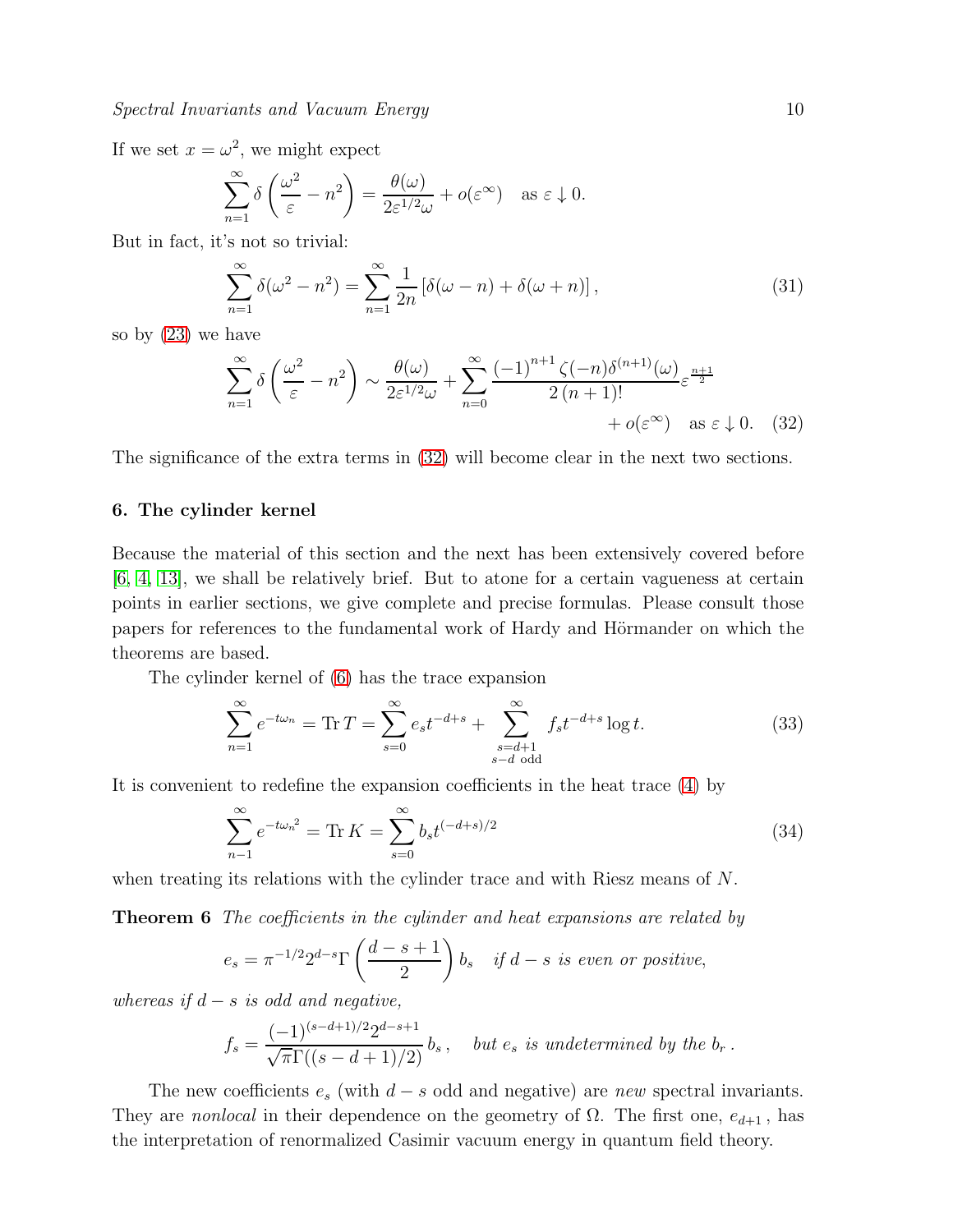If we set $x = \omega^2$, we might expect

$$\sum_{n=1}^{\infty} \delta\left(\frac{\omega^2}{\varepsilon} - n^2\right) = \frac{\theta(\omega)}{2\varepsilon^{1/2}\omega} + o(\varepsilon^{\infty}) \quad \text{as } \varepsilon \downarrow 0.$$

But in fact, it's not so trivial:

$$\sum_{n=1}^{\infty} \delta(\omega^2 - n^2) = \sum_{n=1}^{\infty} \frac{1}{2n}\left[\delta(\omega - n) + \delta(\omega + n)\right], \tag{31}$$

so by (23) we have

$$\sum_{n=1}^{\infty} \delta\left(\frac{\omega^2}{\varepsilon} - n^2\right) \sim \frac{\theta(\omega)}{2\varepsilon^{1/2}\omega} + \sum_{n=0}^{\infty} \frac{(-1)^{n+1}\zeta(-n)\delta^{(n+1)}(\omega)}{2\,(n+1)!}\varepsilon^{\frac{n+1}{2}} + o(\varepsilon^{\infty}) \quad \text{as } \varepsilon \downarrow 0. \tag{32}$$

The significance of the extra terms in (32) will become clear in the next two sections.

## 6. The cylinder kernel

Because the material of this section and the next has been extensively covered before [6, 4, 13], we shall be relatively brief. But to atone for a certain vagueness at certain points in earlier sections, we give complete and precise formulas. Please consult those papers for references to the fundamental work of Hardy and Hörmander on which the theorems are based.

The cylinder kernel of (6) has the trace expansion

$$\sum_{n=1}^{\infty} e^{-t\omega_n} = \operatorname{Tr} T = \sum_{s=0}^{\infty} e_s t^{-d+s} + \sum_{\substack{s=d+1 \\ s-d \text{ odd}}}^{\infty} f_s t^{-d+s}\log t. \tag{33}$$

It is convenient to redefine the expansion coefficients in the heat trace (4) by

$$\sum_{n-1}^{\infty} e^{-t{\omega_n}^2} = \operatorname{Tr} K = \sum_{s=0}^{\infty} b_s t^{(-d+s)/2} \tag{34}$$

when treating its relations with the cylinder trace and with Riesz means of $N$.

**Theorem 6** *The coefficients in the cylinder and heat expansions are related by*

$$e_s = \pi^{-1/2} 2^{d-s} \Gamma\left(\frac{d-s+1}{2}\right) b_s \quad \textit{if } d-s \textit{ is even or positive,}$$

*whereas if $d-s$ is odd and negative,*

$$f_s = \frac{(-1)^{(s-d+1)/2} 2^{d-s+1}}{\sqrt{\pi}\,\Gamma((s-d+1)/2)}\, b_s\,, \quad \textit{but } e_s \textit{ is undetermined by the } b_r\,.$$

The new coefficients $e_s$ (with $d-s$ odd and negative) are *new* spectral invariants. They are *nonlocal* in their dependence on the geometry of $\Omega$. The first one, $e_{d+1}$, has the interpretation of renormalized Casimir vacuum energy in quantum field theory.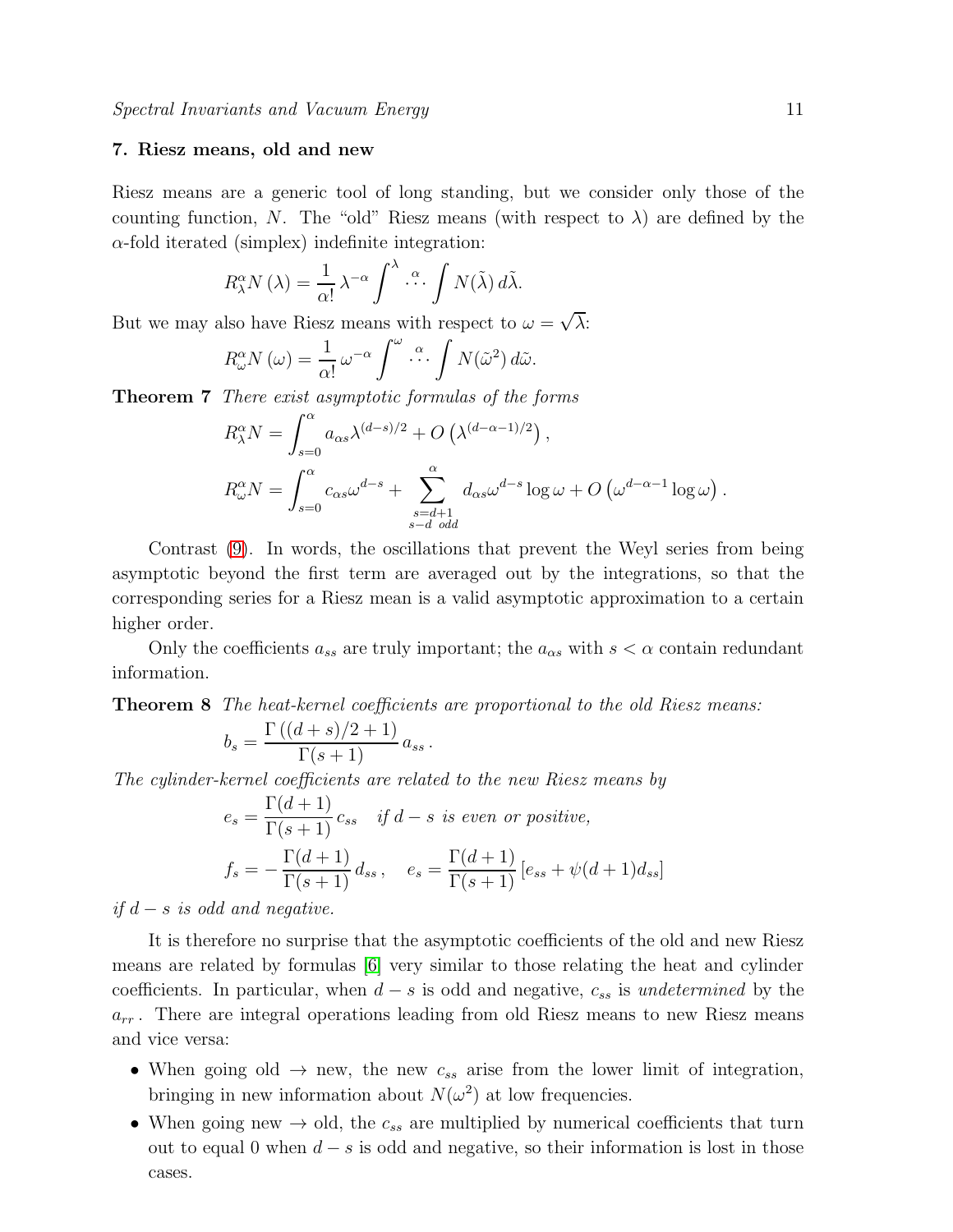## 7. Riesz means, old and new

Riesz means are a generic tool of long standing, but we consider only those of the counting function, $N$. The "old" Riesz means (with respect to $\lambda$) are defined by the $\alpha$-fold iterated (simplex) indefinite integration:

$$R^\alpha_\lambda N\,(\lambda) = \frac{1}{\alpha!}\,\lambda^{-\alpha}\int^\lambda \overset{\alpha}{\cdots}\int N(\tilde\lambda)\,d\tilde\lambda.$$

But we may also have Riesz means with respect to $\omega = \sqrt{\lambda}$:

$$R^\alpha_\omega N\,(\omega) = \frac{1}{\alpha!}\,\omega^{-\alpha}\int^\omega \overset{\alpha}{\cdots}\int N(\tilde\omega^2)\,d\tilde\omega.$$

**Theorem 7** *There exist asymptotic formulas of the forms*

$$R^\alpha_\lambda N = \int_{s=0}^{\alpha} a_{\alpha s}\lambda^{(d-s)/2} + O\left(\lambda^{(d-\alpha-1)/2}\right),$$

$$R^\alpha_\omega N = \int_{s=0}^{\alpha} c_{\alpha s}\omega^{d-s} + \sum_{\substack{s=d+1\\ s-d\ \text{odd}}}^{\alpha} d_{\alpha s}\omega^{d-s}\log\omega + O\left(\omega^{d-\alpha-1}\log\omega\right).$$

Contrast (9). In words, the oscillations that prevent the Weyl series from being asymptotic beyond the first term are averaged out by the integrations, so that the corresponding series for a Riesz mean is a valid asymptotic approximation to a certain higher order.

Only the coefficients $a_{ss}$ are truly important; the $a_{\alpha s}$ with $s<\alpha$ contain redundant information.

**Theorem 8** *The heat-kernel coefficients are proportional to the old Riesz means:*

$$b_s = \frac{\Gamma\left((d+s)/2+1\right)}{\Gamma(s+1)}\,a_{ss}\,.$$

*The cylinder-kernel coefficients are related to the new Riesz means by*

$$e_s = \frac{\Gamma(d+1)}{\Gamma(s+1)}\,c_{ss} \quad \textit{if } d-s \textit{ is even or positive,}$$

$$f_s = -\frac{\Gamma(d+1)}{\Gamma(s+1)}\,d_{ss}\,,\quad e_s = \frac{\Gamma(d+1)}{\Gamma(s+1)}\left[e_{ss}+\psi(d+1)d_{ss}\right]$$

*if $d-s$ is odd and negative.*

It is therefore no surprise that the asymptotic coefficients of the old and new Riesz means are related by formulas [6] very similar to those relating the heat and cylinder coefficients. In particular, when $d-s$ is odd and negative, $c_{ss}$ is *undetermined* by the $a_{rr}$. There are integral operations leading from old Riesz means to new Riesz means and vice versa:

- When going old $\to$ new, the new $c_{ss}$ arise from the lower limit of integration, bringing in new information about $N(\omega^2)$ at low frequencies.
- When going new $\to$ old, the $c_{ss}$ are multiplied by numerical coefficients that turn out to equal 0 when $d-s$ is odd and negative, so their information is lost in those cases.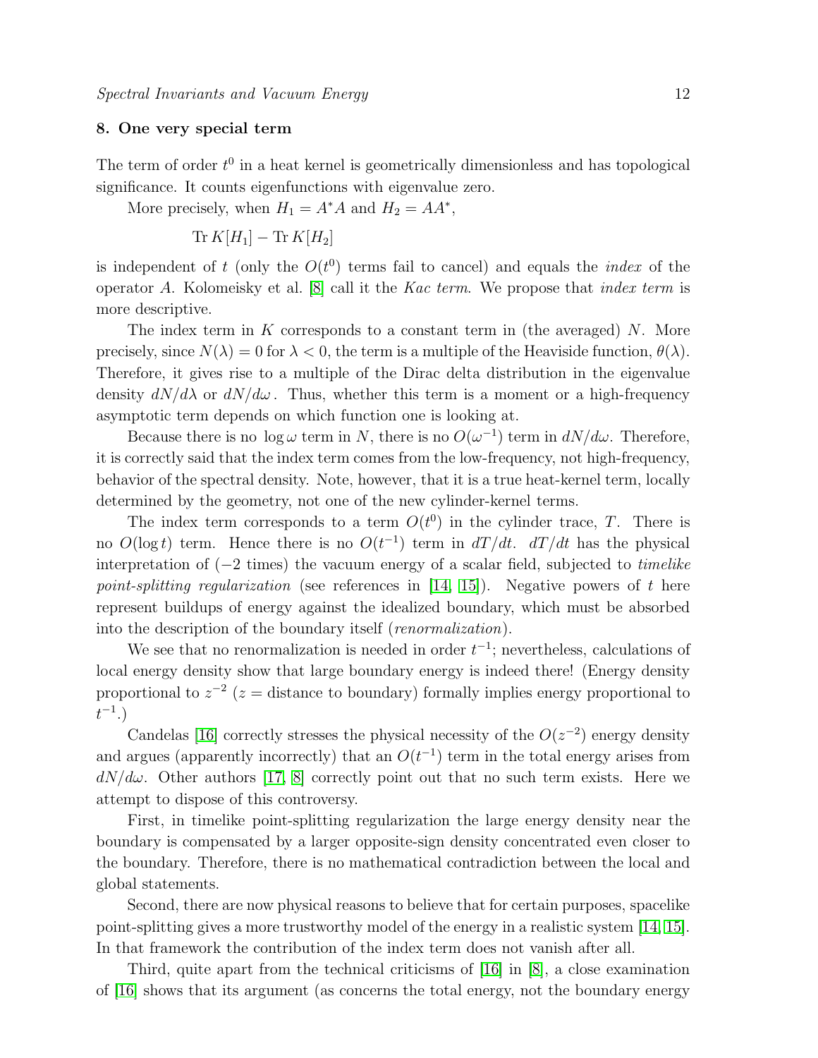## 8. One very special term

The term of order $t^0$ in a heat kernel is geometrically dimensionless and has topological significance. It counts eigenfunctions with eigenvalue zero.

More precisely, when $H_1 = A^*A$ and $H_2 = AA^*$,

$$\operatorname{Tr} K[H_1] - \operatorname{Tr} K[H_2]$$

is independent of $t$ (only the $O(t^0)$ terms fail to cancel) and equals the *index* of the operator $A$. Kolomeisky et al. [8] call it the *Kac term*. We propose that *index term* is more descriptive.

The index term in $K$ corresponds to a constant term in (the averaged) $N$. More precisely, since $N(\lambda) = 0$ for $\lambda < 0$, the term is a multiple of the Heaviside function, $\theta(\lambda)$. Therefore, it gives rise to a multiple of the Dirac delta distribution in the eigenvalue density $dN/d\lambda$ or $dN/d\omega$. Thus, whether this term is a moment or a high-frequency asymptotic term depends on which function one is looking at.

Because there is no $\log \omega$ term in $N$, there is no $O(\omega^{-1})$ term in $dN/d\omega$. Therefore, it is correctly said that the index term comes from the low-frequency, not high-frequency, behavior of the spectral density. Note, however, that it is a true heat-kernel term, locally determined by the geometry, not one of the new cylinder-kernel terms.

The index term corresponds to a term $O(t^0)$ in the cylinder trace, $T$. There is no $O(\log t)$ term. Hence there is no $O(t^{-1})$ term in $dT/dt$. $dT/dt$ has the physical interpretation of ($-2$ times) the vacuum energy of a scalar field, subjected to *timelike point-splitting regularization* (see references in [14, 15]). Negative powers of $t$ here represent buildups of energy against the idealized boundary, which must be absorbed into the description of the boundary itself (*renormalization*).

We see that no renormalization is needed in order $t^{-1}$; nevertheless, calculations of local energy density show that large boundary energy is indeed there! (Energy density proportional to $z^{-2}$ ($z$ = distance to boundary) formally implies energy proportional to $t^{-1}$.)

Candelas [16] correctly stresses the physical necessity of the $O(z^{-2})$ energy density and argues (apparently incorrectly) that an $O(t^{-1})$ term in the total energy arises from $dN/d\omega$. Other authors [17, 8] correctly point out that no such term exists. Here we attempt to dispose of this controversy.

First, in timelike point-splitting regularization the large energy density near the boundary is compensated by a larger opposite-sign density concentrated even closer to the boundary. Therefore, there is no mathematical contradiction between the local and global statements.

Second, there are now physical reasons to believe that for certain purposes, spacelike point-splitting gives a more trustworthy model of the energy in a realistic system [14, 15]. In that framework the contribution of the index term does not vanish after all.

Third, quite apart from the technical criticisms of [16] in [8], a close examination of [16] shows that its argument (as concerns the total energy, not the boundary energy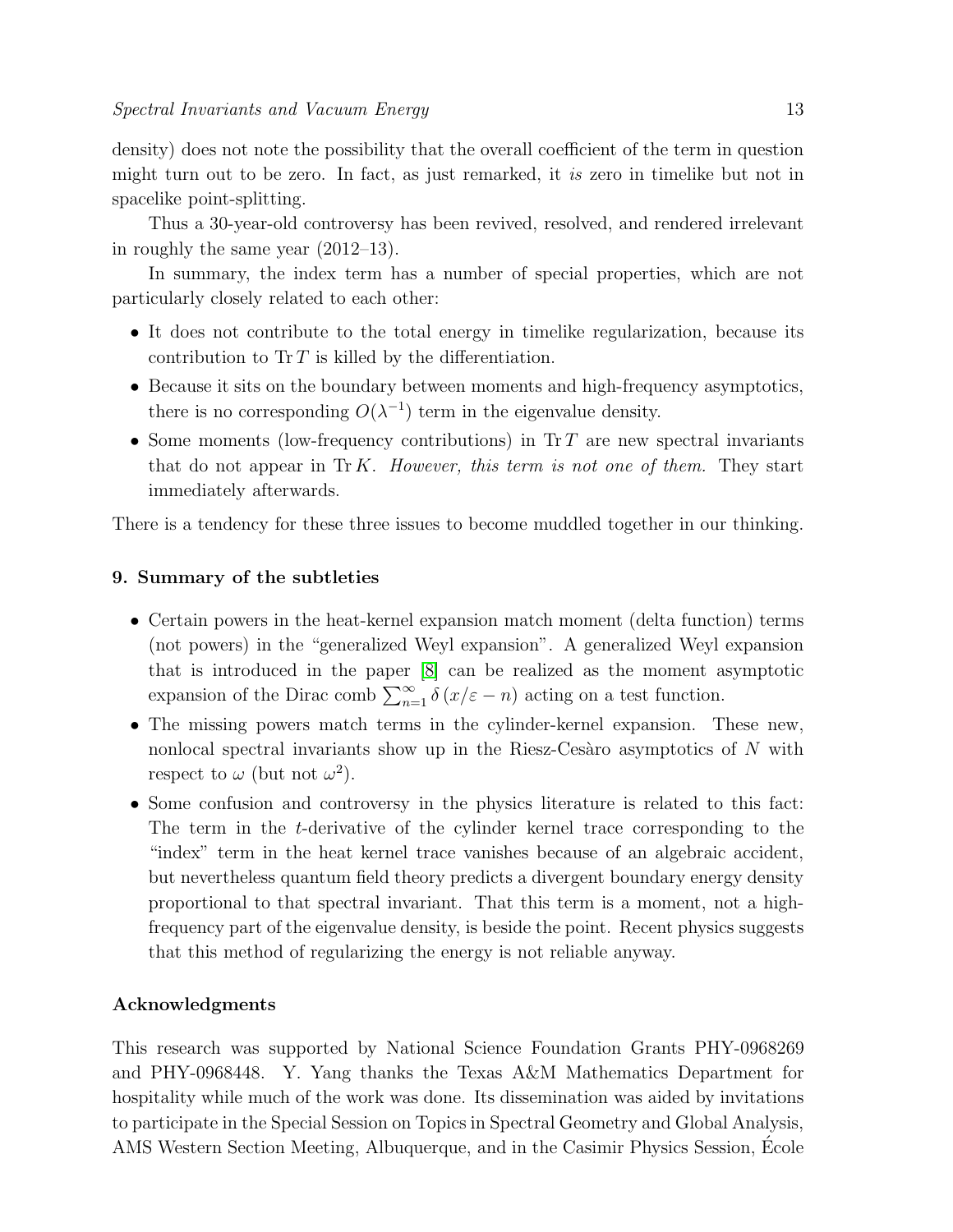density) does not note the possibility that the overall coefficient of the term in question might turn out to be zero. In fact, as just remarked, it *is* zero in timelike but not in spacelike point-splitting.

Thus a 30-year-old controversy has been revived, resolved, and rendered irrelevant in roughly the same year (2012–13).

In summary, the index term has a number of special properties, which are not particularly closely related to each other:

- It does not contribute to the total energy in timelike regularization, because its contribution to $\operatorname{Tr} T$ is killed by the differentiation.
- Because it sits on the boundary between moments and high-frequency asymptotics, there is no corresponding $O(\lambda^{-1})$ term in the eigenvalue density.
- Some moments (low-frequency contributions) in $\operatorname{Tr} T$ are new spectral invariants that do not appear in $\operatorname{Tr} K$. *However, this term is not one of them.* They start immediately afterwards.

There is a tendency for these three issues to become muddled together in our thinking.

## 9. Summary of the subtleties

- Certain powers in the heat-kernel expansion match moment (delta function) terms (not powers) in the "generalized Weyl expansion". A generalized Weyl expansion that is introduced in the paper [8] can be realized as the moment asymptotic expansion of the Dirac comb $\sum_{n=1}^{\infty} \delta\left(x/\varepsilon - n\right)$ acting on a test function.
- The missing powers match terms in the cylinder-kernel expansion. These new, nonlocal spectral invariants show up in the Riesz-Cesàro asymptotics of $N$ with respect to $\omega$ (but not $\omega^2$).
- Some confusion and controversy in the physics literature is related to this fact: The term in the $t$-derivative of the cylinder kernel trace corresponding to the "index" term in the heat kernel trace vanishes because of an algebraic accident, but nevertheless quantum field theory predicts a divergent boundary energy density proportional to that spectral invariant. That this term is a moment, not a high-frequency part of the eigenvalue density, is beside the point. Recent physics suggests that this method of regularizing the energy is not reliable anyway.

### Acknowledgments

This research was supported by National Science Foundation Grants PHY-0968269 and PHY-0968448. Y. Yang thanks the Texas A&M Mathematics Department for hospitality while much of the work was done. Its dissemination was aided by invitations to participate in the Special Session on Topics in Spectral Geometry and Global Analysis, AMS Western Section Meeting, Albuquerque, and in the Casimir Physics Session, École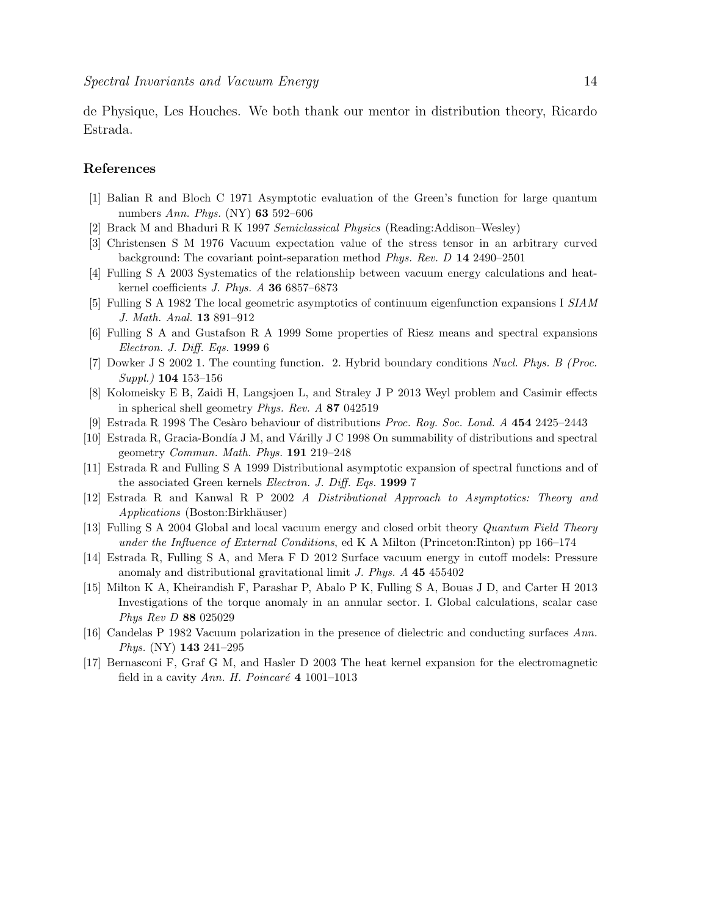de Physique, Les Houches. We both thank our mentor in distribution theory, Ricardo Estrada.

## References

[1] Balian R and Bloch C 1971 Asymptotic evaluation of the Green's function for large quantum numbers *Ann. Phys.* (NY) **63** 592–606

[2] Brack M and Bhaduri R K 1997 *Semiclassical Physics* (Reading:Addison–Wesley)

[3] Christensen S M 1976 Vacuum expectation value of the stress tensor in an arbitrary curved background: The covariant point-separation method *Phys. Rev. D* **14** 2490–2501

[4] Fulling S A 2003 Systematics of the relationship between vacuum energy calculations and heat-kernel coefficients *J. Phys. A* **36** 6857–6873

[5] Fulling S A 1982 The local geometric asymptotics of continuum eigenfunction expansions I *SIAM J. Math. Anal.* **13** 891–912

[6] Fulling S A and Gustafson R A 1999 Some properties of Riesz means and spectral expansions *Electron. J. Diff. Eqs.* **1999** 6

[7] Dowker J S 2002 1. The counting function. 2. Hybrid boundary conditions *Nucl. Phys. B (Proc. Suppl.)* **104** 153–156

[8] Kolomeisky E B, Zaidi H, Langsjoen L, and Straley J P 2013 Weyl problem and Casimir effects in spherical shell geometry *Phys. Rev. A* **87** 042519

[9] Estrada R 1998 The Cesàro behaviour of distributions *Proc. Roy. Soc. Lond. A* **454** 2425–2443

[10] Estrada R, Gracia-Bondía J M, and Várilly J C 1998 On summability of distributions and spectral geometry *Commun. Math. Phys.* **191** 219–248

[11] Estrada R and Fulling S A 1999 Distributional asymptotic expansion of spectral functions and of the associated Green kernels *Electron. J. Diff. Eqs.* **1999** 7

[12] Estrada R and Kanwal R P 2002 *A Distributional Approach to Asymptotics: Theory and Applications* (Boston:Birkhäuser)

[13] Fulling S A 2004 Global and local vacuum energy and closed orbit theory *Quantum Field Theory under the Influence of External Conditions*, ed K A Milton (Princeton:Rinton) pp 166–174

[14] Estrada R, Fulling S A, and Mera F D 2012 Surface vacuum energy in cutoff models: Pressure anomaly and distributional gravitational limit *J. Phys. A* **45** 455402

[15] Milton K A, Kheirandish F, Parashar P, Abalo P K, Fulling S A, Bouas J D, and Carter H 2013 Investigations of the torque anomaly in an annular sector. I. Global calculations, scalar case *Phys Rev D* **88** 025029

[16] Candelas P 1982 Vacuum polarization in the presence of dielectric and conducting surfaces *Ann. Phys.* (NY) **143** 241–295

[17] Bernasconi F, Graf G M, and Hasler D 2003 The heat kernel expansion for the electromagnetic field in a cavity *Ann. H. Poincaré* **4** 1001–1013